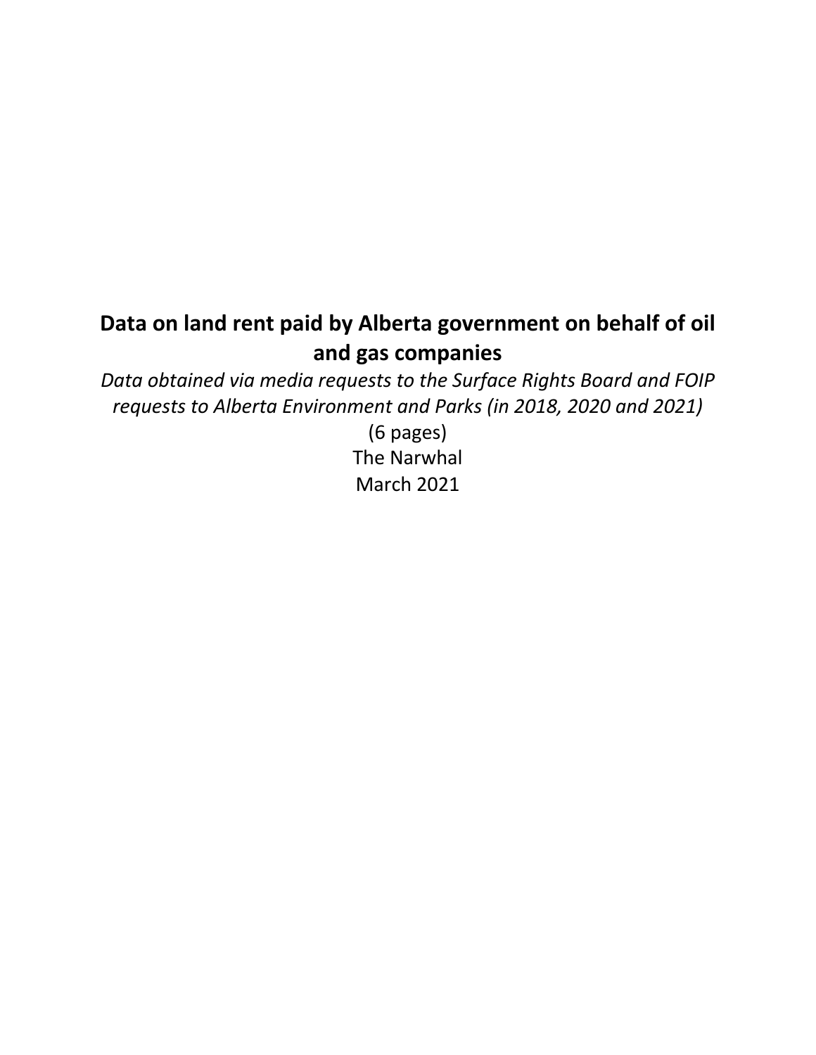# Data on land rent paid by Alberta government on behalf of oil and gas companies

*Data obtained via media requests to the Surface Rights Board and FOIP requests to Alberta Environment and Parks (in 2018, 2020 and 2021)*

(6 pages)

The Narwhal

March 2021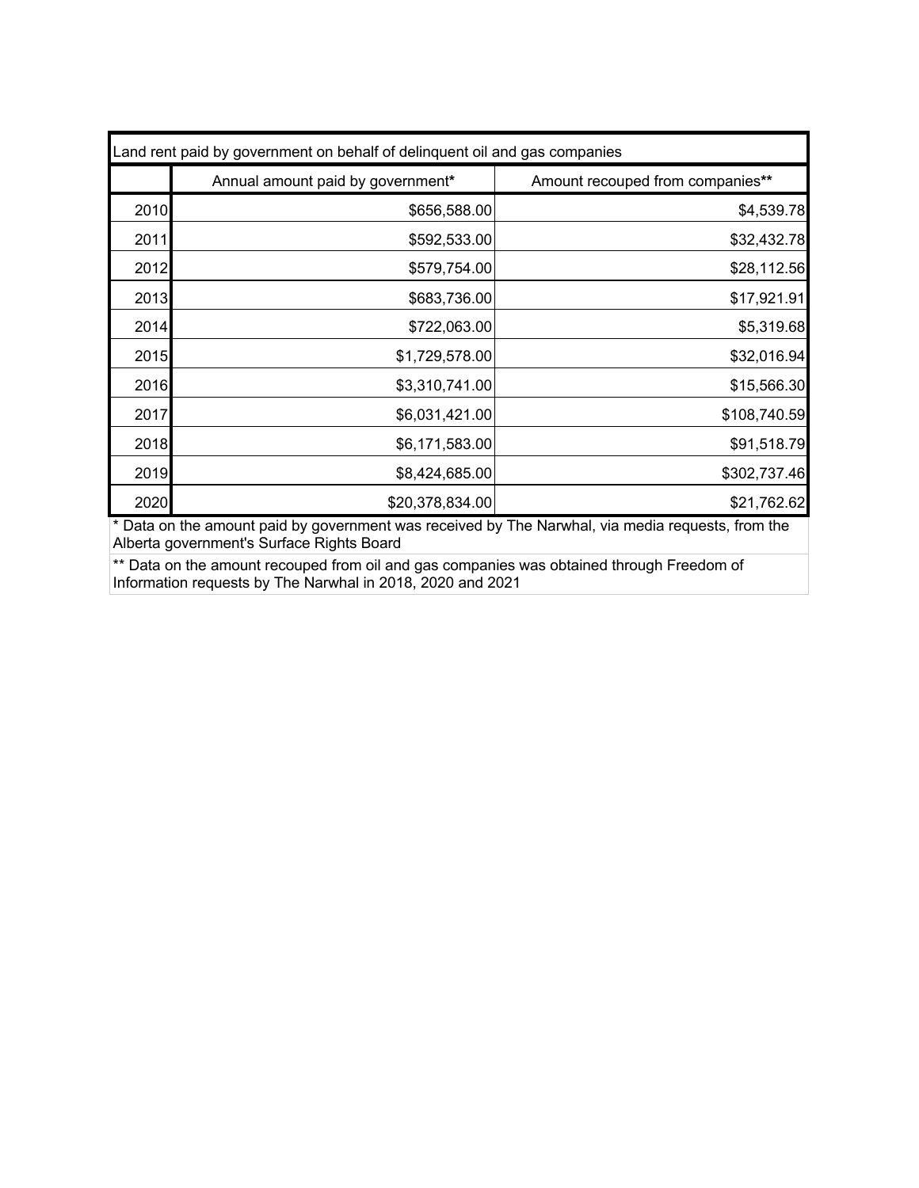| Land rent paid by government on behalf of delinquent oil and gas companies | | |
|---|---|---|
| | Annual amount paid by government* | Amount recouped from companies** |
| 2010 | $656,588.00 | $4,539.78 |
| 2011 | $592,533.00 | $32,432.78 |
| 2012 | $579,754.00 | $28,112.56 |
| 2013 | $683,736.00 | $17,921.91 |
| 2014 | $722,063.00 | $5,319.68 |
| 2015 | $1,729,578.00 | $32,016.94 |
| 2016 | $3,310,741.00 | $15,566.30 |
| 2017 | $6,031,421.00 | $108,740.59 |
| 2018 | $6,171,583.00 | $91,518.79 |
| 2019 | $8,424,685.00 | $302,737.46 |
| 2020 | $20,378,834.00 | $21,762.62 |

* Data on the amount paid by government was received by The Narwhal, via media requests, from the Alberta government's Surface Rights Board

** Data on the amount recouped from oil and gas companies was obtained through Freedom of Information requests by The Narwhal in 2018, 2020 and 2021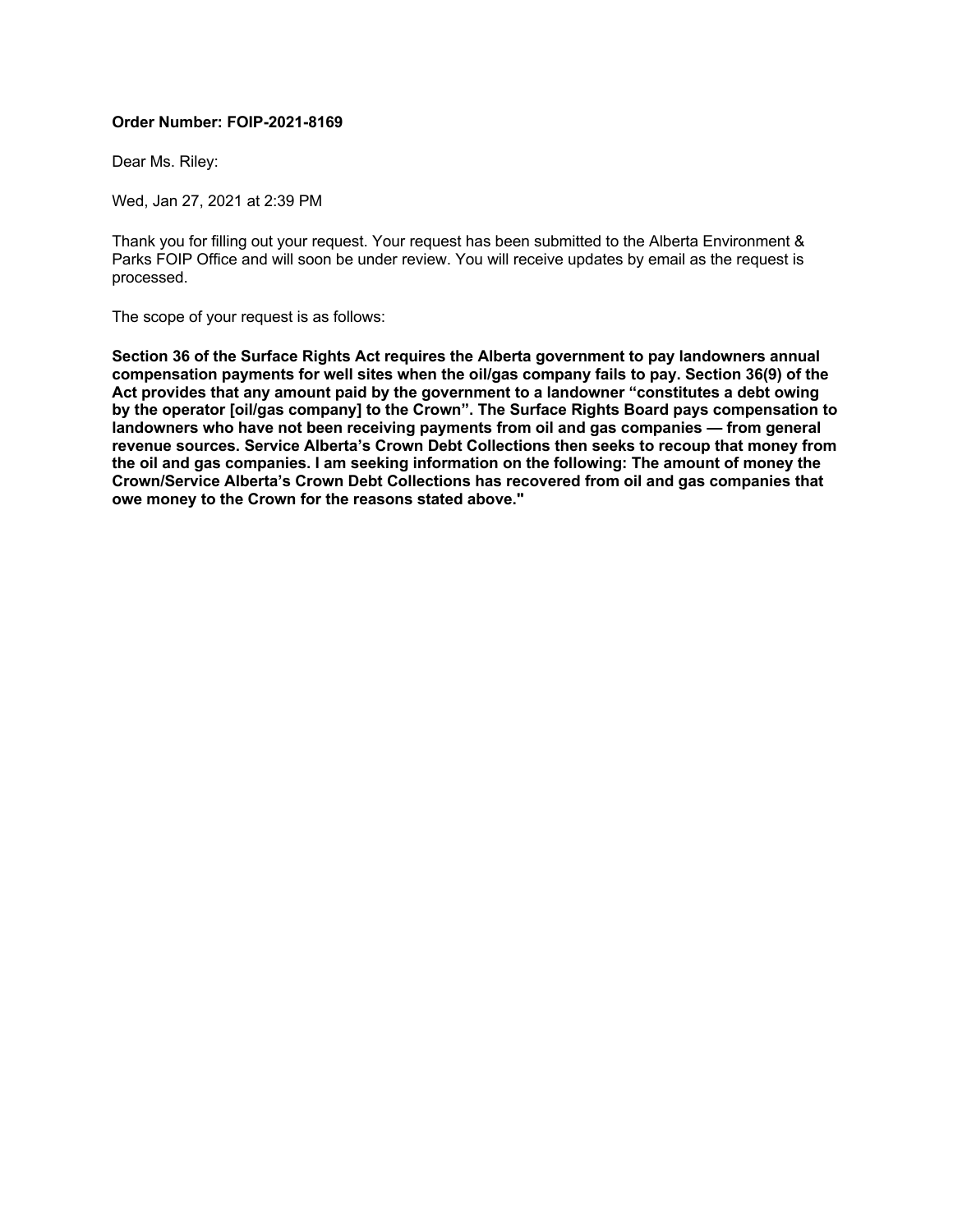**Order Number: FOIP-2021-8169**

Dear Ms. Riley:

Wed, Jan 27, 2021 at 2:39 PM

Thank you for filling out your request. Your request has been submitted to the Alberta Environment & Parks FOIP Office and will soon be under review. You will receive updates by email as the request is processed.

The scope of your request is as follows:

**Section 36 of the Surface Rights Act requires the Alberta government to pay landowners annual compensation payments for well sites when the oil/gas company fails to pay. Section 36(9) of the Act provides that any amount paid by the government to a landowner "constitutes a debt owing by the operator [oil/gas company] to the Crown". The Surface Rights Board pays compensation to landowners who have not been receiving payments from oil and gas companies — from general revenue sources. Service Alberta's Crown Debt Collections then seeks to recoup that money from the oil and gas companies. I am seeking information on the following: The amount of money the Crown/Service Alberta's Crown Debt Collections has recovered from oil and gas companies that owe money to the Crown for the reasons stated above."**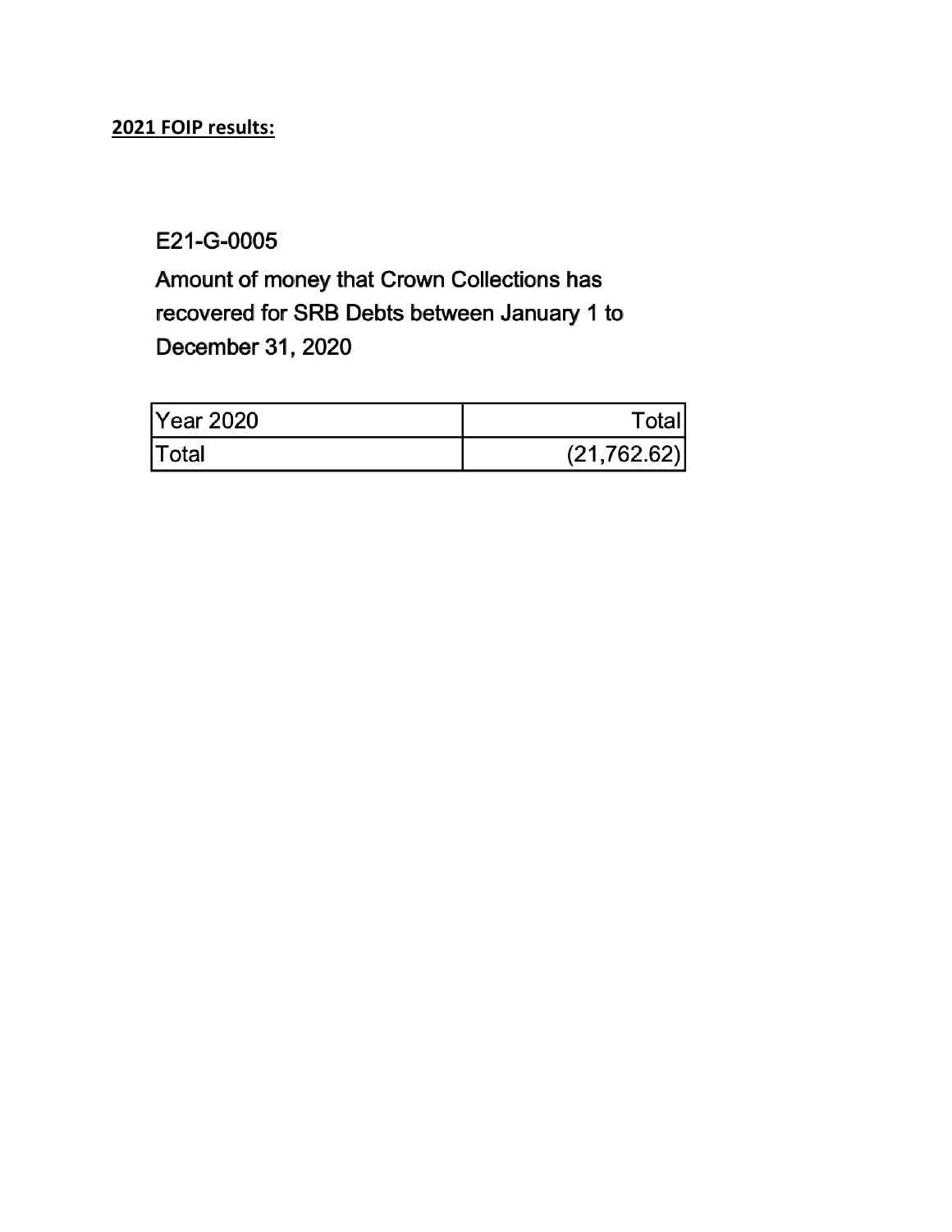**2021 FOIP results:**

E21-G-0005

Amount of money that Crown Collections has recovered for SRB Debts between January 1 to December 31, 2020

| Year 2020 | Total |
|---|---:|
| Total | (21,762.62) |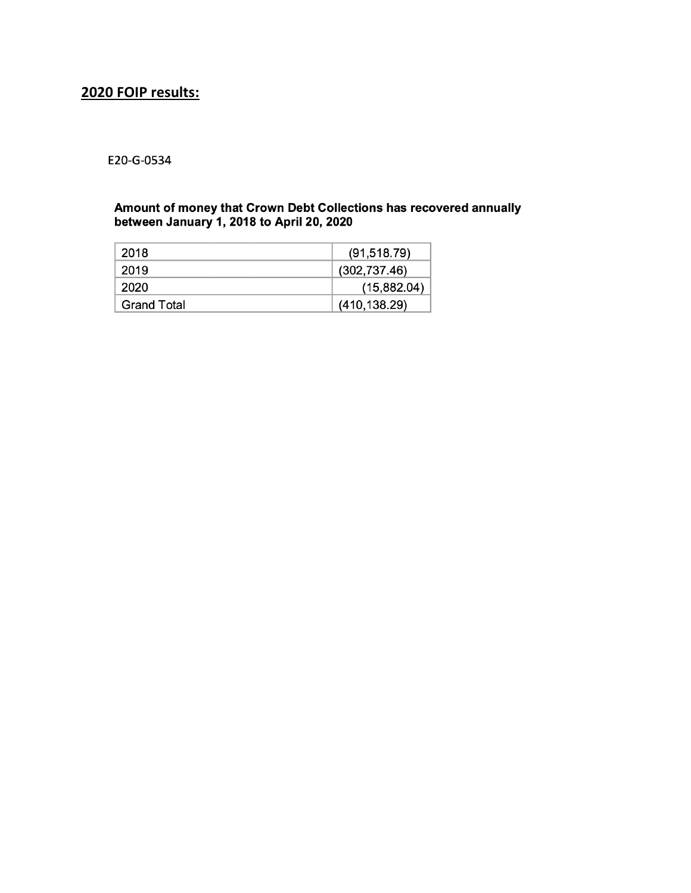## 2020 FOIP results:

E20-G-0534

**Amount of money that Crown Debt Collections has recovered annually between January 1, 2018 to April 20, 2020**

| | |
|---|---|
| 2018 | (91,518.79) |
| 2019 | (302,737.46) |
| 2020 | (15,882.04) |
| Grand Total | (410,138.29) |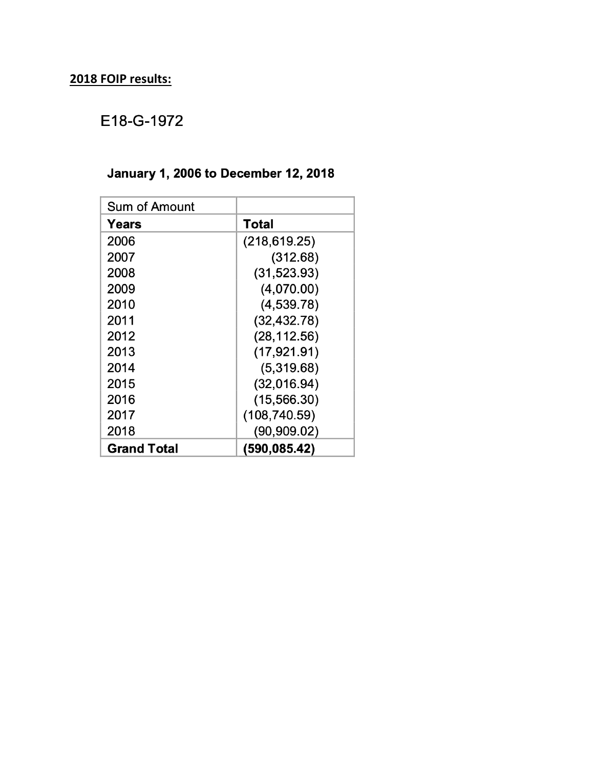**2018 FOIP results:**

E18-G-1972

**January 1, 2006 to December 12, 2018**

| Sum of Amount | |
|---|---|
| **Years** | **Total** |
| 2006 | (218,619.25) |
| 2007 | (312.68) |
| 2008 | (31,523.93) |
| 2009 | (4,070.00) |
| 2010 | (4,539.78) |
| 2011 | (32,432.78) |
| 2012 | (28,112.56) |
| 2013 | (17,921.91) |
| 2014 | (5,319.68) |
| 2015 | (32,016.94) |
| 2016 | (15,566.30) |
| 2017 | (108,740.59) |
| 2018 | (90,909.02) |
| **Grand Total** | **(590,085.42)** |